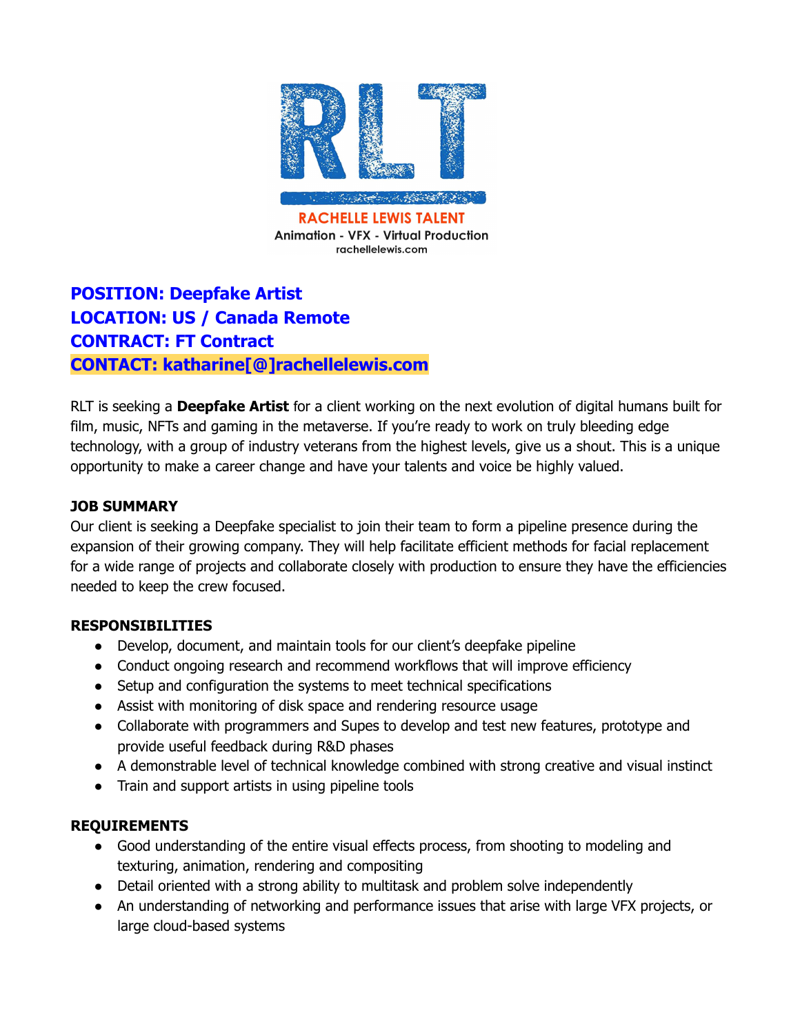RLT

RACHELLE LEWIS TALENT

Animation - VFX - Virtual Production

rachellelewis.com

**POSITION: Deepfake Artist**
**LOCATION: US / Canada Remote**
**CONTRACT: FT Contract**
**CONTACT: katharine[@]rachellelewis.com**

RLT is seeking a **Deepfake Artist** for a client working on the next evolution of digital humans built for film, music, NFTs and gaming in the metaverse. If you're ready to work on truly bleeding edge technology, with a group of industry veterans from the highest levels, give us a shout. This is a unique opportunity to make a career change and have your talents and voice be highly valued.

**JOB SUMMARY**

Our client is seeking a Deepfake specialist to join their team to form a pipeline presence during the expansion of their growing company. They will help facilitate efficient methods for facial replacement for a wide range of projects and collaborate closely with production to ensure they have the efficiencies needed to keep the crew focused.

**RESPONSIBILITIES**

- Develop, document, and maintain tools for our client's deepfake pipeline
- Conduct ongoing research and recommend workflows that will improve efficiency
- Setup and configuration the systems to meet technical specifications
- Assist with monitoring of disk space and rendering resource usage
- Collaborate with programmers and Supes to develop and test new features, prototype and provide useful feedback during R&D phases
- A demonstrable level of technical knowledge combined with strong creative and visual instinct
- Train and support artists in using pipeline tools

**REQUIREMENTS**

- Good understanding of the entire visual effects process, from shooting to modeling and texturing, animation, rendering and compositing
- Detail oriented with a strong ability to multitask and problem solve independently
- An understanding of networking and performance issues that arise with large VFX projects, or large cloud-based systems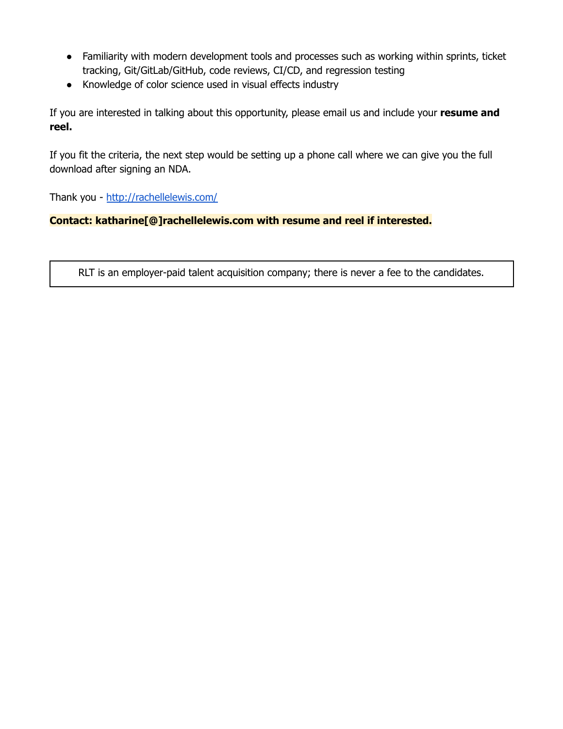- Familiarity with modern development tools and processes such as working within sprints, ticket tracking, Git/GitLab/GitHub, code reviews, CI/CD, and regression testing
- Knowledge of color science used in visual effects industry

If you are interested in talking about this opportunity, please email us and include your **resume and reel.**

If you fit the criteria, the next step would be setting up a phone call where we can give you the full download after signing an NDA.

Thank you - [http://rachellelewis.com/](http://rachellelewis.com/)

**Contact: katharine[@]rachellelewis.com with resume and reel if interested.**

| |
|---|
| RLT is an employer-paid talent acquisition company; there is never a fee to the candidates. |